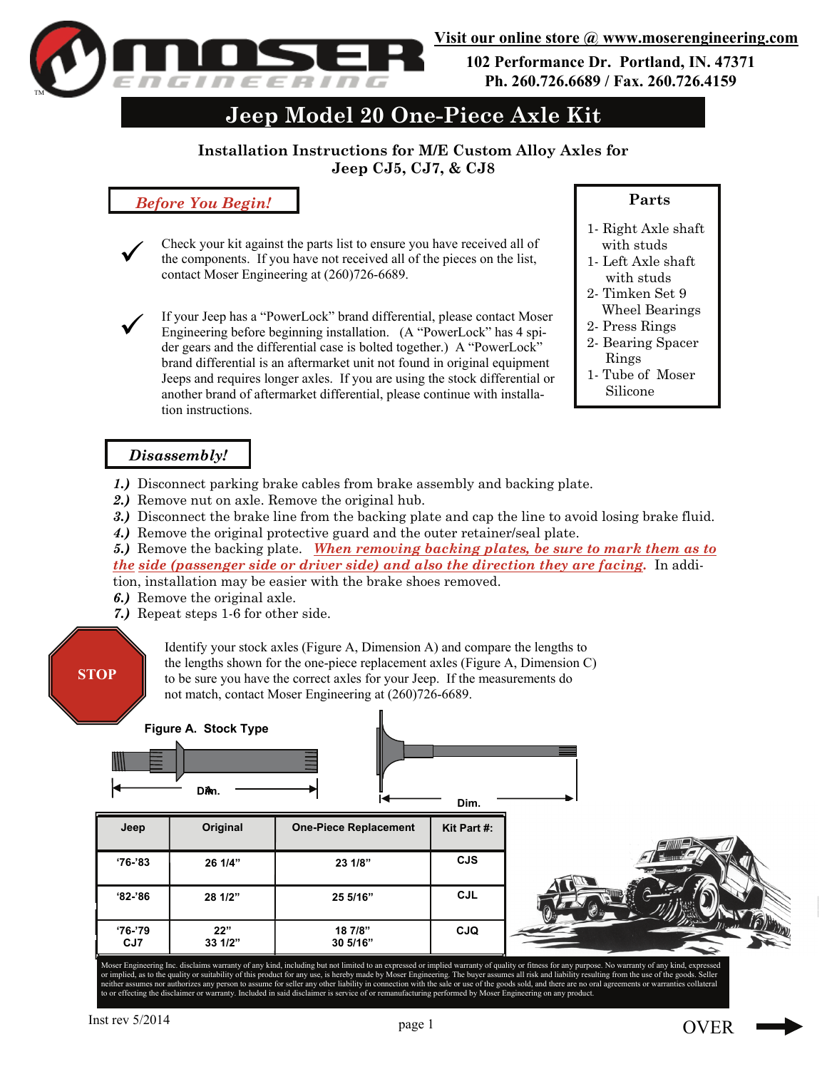Visit our online store @ www.moserengineering.com

102 Performance Dr. Portland, IN. 47371
Ph. 260.726.6689 / Fax. 260.726.4159

# Jeep Model 20 One-Piece Axle Kit

### Installation Instructions for M/E Custom Alloy Axles for Jeep CJ5, CJ7, & CJ8

## *Before You Begin!*

✓ Check your kit against the parts list to ensure you have received all of the components. If you have not received all of the pieces on the list, contact Moser Engineering at (260)726-6689.

✓ If your Jeep has a "PowerLock" brand differential, please contact Moser Engineering before beginning installation. (A "PowerLock" has 4 spider gears and the differential case is bolted together.) A "PowerLock" brand differential is an aftermarket unit not found in original equipment Jeeps and requires longer axles. If you are using the stock differential or another brand of aftermarket differential, please continue with installation instructions.

### Parts

- 1- Right Axle shaft with studs
- 1- Left Axle shaft with studs
- 2- Timken Set 9 Wheel Bearings
- 2- Press Rings
- 2- Bearing Spacer Rings
- 1- Tube of Moser Silicone

## *Disassembly!*

***1.)*** Disconnect parking brake cables from brake assembly and backing plate.
***2.)*** Remove nut on axle. Remove the original hub.
***3.)*** Disconnect the brake line from the backing plate and cap the line to avoid losing brake fluid.
***4.)*** Remove the original protective guard and the outer retainer/seal plate.
***5.)*** Remove the backing plate. ***When removing backing plates, be sure to mark them as to the side (passenger side or driver side) and also the direction they are facing.*** In addition, installation may be easier with the brake shoes removed.
***6.)*** Remove the original axle.
***7.)*** Repeat steps 1-6 for other side.

**STOP**

Identify your stock axles (Figure A, Dimension A) and compare the lengths to the lengths shown for the one-piece replacement axles (Figure A, Dimension C) to be sure you have the correct axles for your Jeep. If the measurements do not match, contact Moser Engineering at (260)726-6689.

**Figure A. Stock Type**

Dim. &emsp; Dim.

| Jeep | Original | One-Piece Replacement | Kit Part #: |
|---|---|---|---|
| '76-'83 | 26 1/4" | 23 1/8" | CJS |
| '82-'86 | 28 1/2" | 25 5/16" | CJL |
| '76-'79 CJ7 | 22"<br>33 1/2" | 18 7/8"<br>30 5/16" | CJQ |

Moser Engineering Inc. disclaims warranty of any kind, including but not limited to an expressed or implied warranty of quality or fitness for any purpose. No warranty of any kind, expressed or implied, as to the quality or suitability of this product for any use, is hereby made by Moser Engineering. The buyer assumes all risk and liability resulting from the use of the goods. Seller neither assumes nor authorizes any person to assume for seller any other liability in connection with the sale or use of the goods sold, and there are no oral agreements or warranties collateral to or effecting the disclaimer or warranty. Included in said disclaimer is service of or remanufacturing performed by Moser Engineering on any product.

Inst rev 5/2014

OVER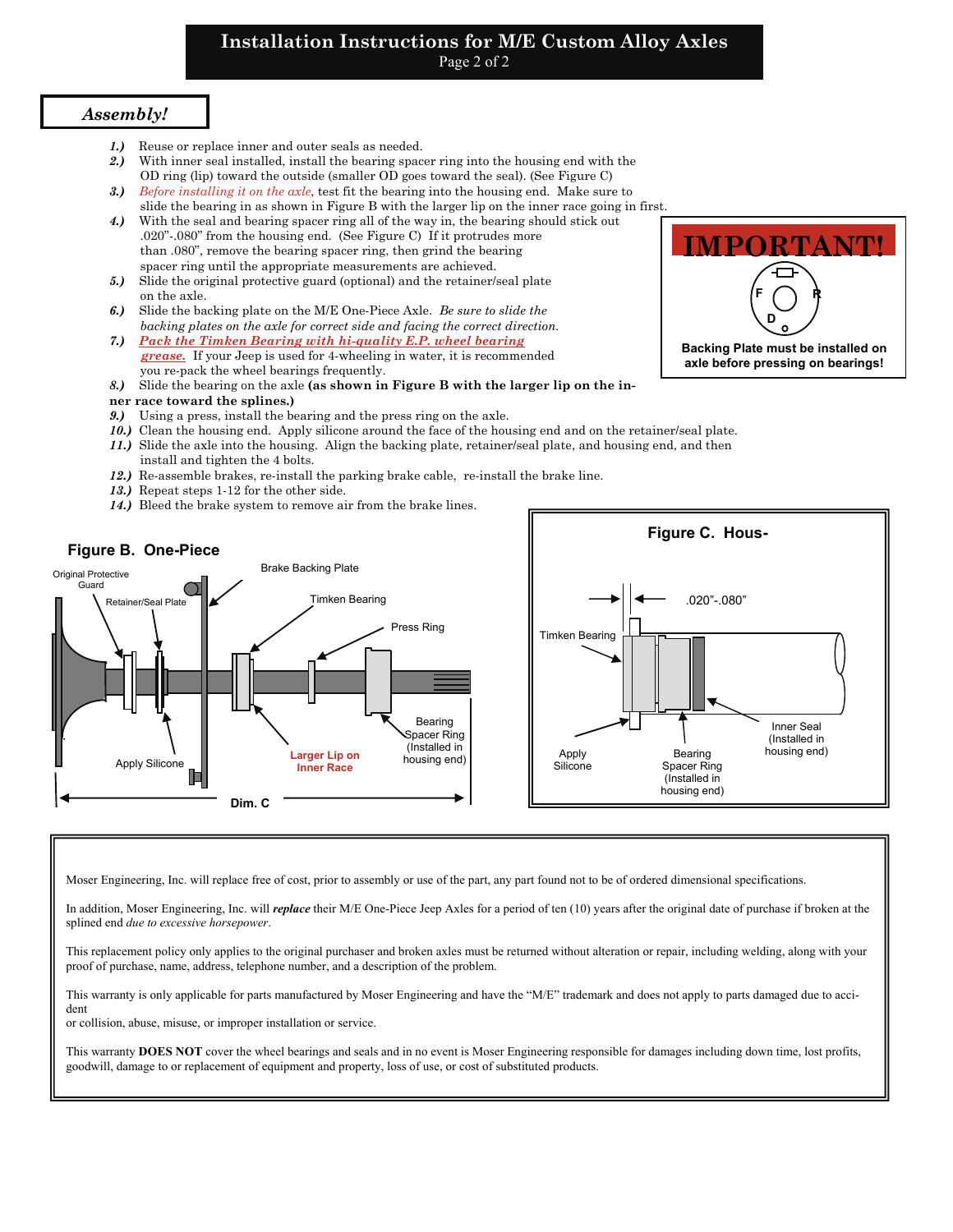## Assembly!

1.) Reuse or replace inner and outer seals as needed.
2.) With inner seal installed, install the bearing spacer ring into the housing end with the OD ring (lip) toward the outside (smaller OD goes toward the seal). (See Figure C)
3.) *Before installing it on the axle*, test fit the bearing into the housing end. Make sure to slide the bearing in as shown in Figure B with the larger lip on the inner race going in first.
4.) With the seal and bearing spacer ring all of the way in, the bearing should stick out .020"-.080" from the housing end. (See Figure C) If it protrudes more than .080", remove the bearing spacer ring, then grind the bearing spacer ring until the appropriate measurements are achieved.
5.) Slide the original protective guard (optional) and the retainer/seal plate on the axle.
6.) Slide the backing plate on the M/E One-Piece Axle. *Be sure to slide the backing plates on the axle for correct side and facing the correct direction.*
7.) ***Pack the Timken Bearing with hi-quality E.P. wheel bearing grease.*** If your Jeep is used for 4-wheeling in water, it is recommended you re-pack the wheel bearings frequently.
8.) Slide the bearing on the axle **(as shown in Figure B with the larger lip on the inner race toward the splines.)**
9.) Using a press, install the bearing and the press ring on the axle.
10.) Clean the housing end. Apply silicone around the face of the housing end and on the retainer/seal plate.
11.) Slide the axle into the housing. Align the backing plate, retainer/seal plate, and housing end, and then install and tighten the 4 bolts.
12.) Re-assemble brakes, re-install the parking brake cable, re-install the brake line.
13.) Repeat steps 1-12 for the other side.
14.) Bleed the brake system to remove air from the brake lines.

**IMPORTANT!**

F R D

**Backing Plate must be installed on axle before pressing on bearings!**

**Figure B. One-Piece**

Original Protective Guard
Retainer/Seal Plate
Brake Backing Plate
Timken Bearing
Press Ring
Bearing Spacer Ring (Installed in housing end)
Larger Lip on Inner Race
Apply Silicone
Dim. C

**Figure C. Hous-**

.020"-.080"
Timken Bearing
Apply Silicone
Bearing Spacer Ring (Installed in housing end)
Inner Seal (Installed in housing end)

Moser Engineering, Inc. will replace free of cost, prior to assembly or use of the part, any part found not to be of ordered dimensional specifications.

In addition, Moser Engineering, Inc. will ***replace*** their M/E One-Piece Jeep Axles for a period of ten (10) years after the original date of purchase if broken at the splined end *due to excessive horsepower*.

This replacement policy only applies to the original purchaser and broken axles must be returned without alteration or repair, including welding, along with your proof of purchase, name, address, telephone number, and a description of the problem.

This warranty is only applicable for parts manufactured by Moser Engineering and have the "M/E" trademark and does not apply to parts damaged due to accident or collision, abuse, misuse, or improper installation or service.

This warranty **DOES NOT** cover the wheel bearings and seals and in no event is Moser Engineering responsible for damages including down time, lost profits, goodwill, damage to or replacement of equipment and property, loss of use, or cost of substituted products.